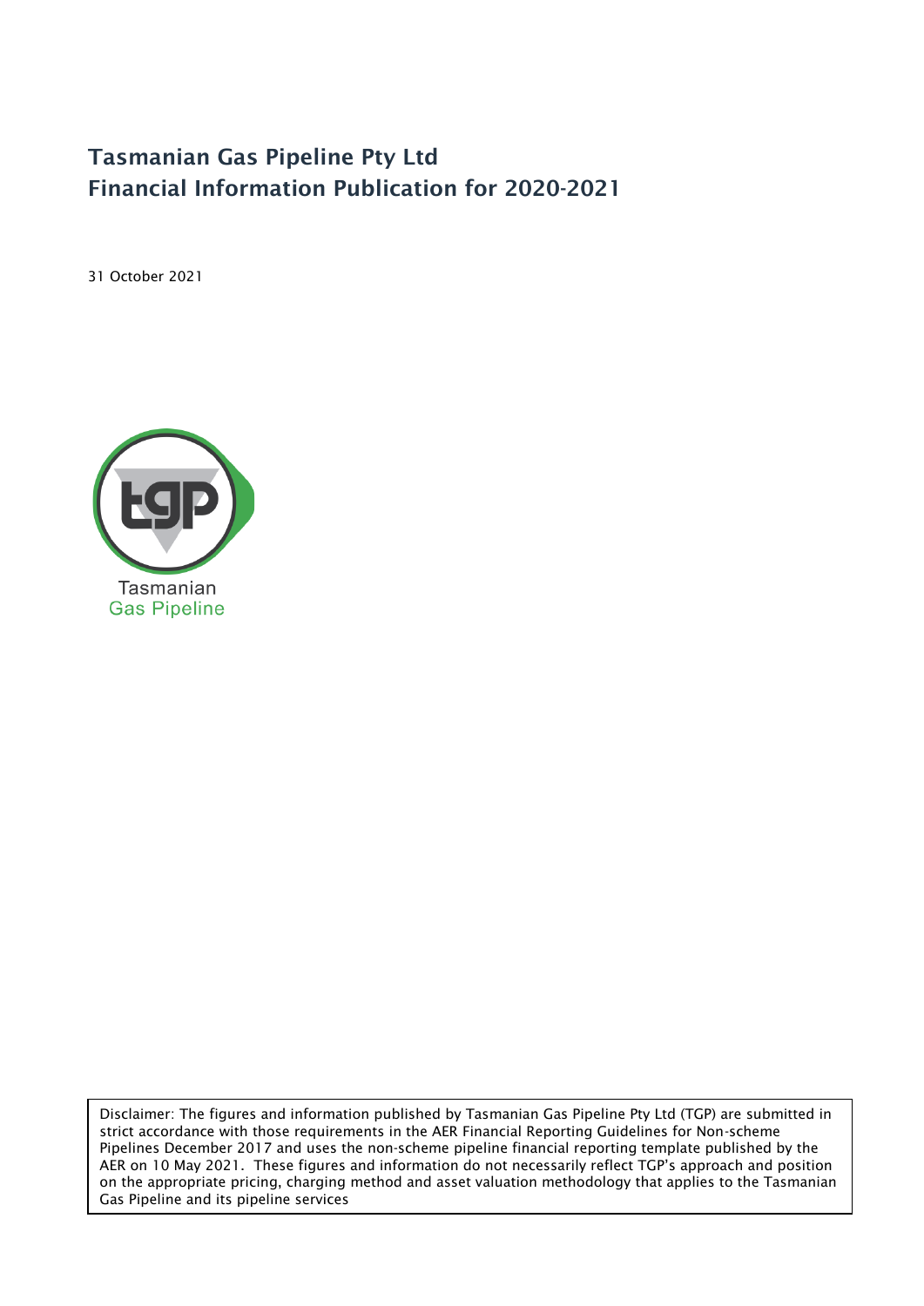# Tasmanian Gas Pipeline Pty Ltd
# Financial Information Publication for 2020-2021

31 October 2021

Tasmanian
Gas Pipeline

Disclaimer: The figures and information published by Tasmanian Gas Pipeline Pty Ltd (TGP) are submitted in strict accordance with those requirements in the AER Financial Reporting Guidelines for Non-scheme Pipelines December 2017 and uses the non-scheme pipeline financial reporting template published by the AER on 10 May 2021. These figures and information do not necessarily reflect TGP's approach and position on the appropriate pricing, charging method and asset valuation methodology that applies to the Tasmanian Gas Pipeline and its pipeline services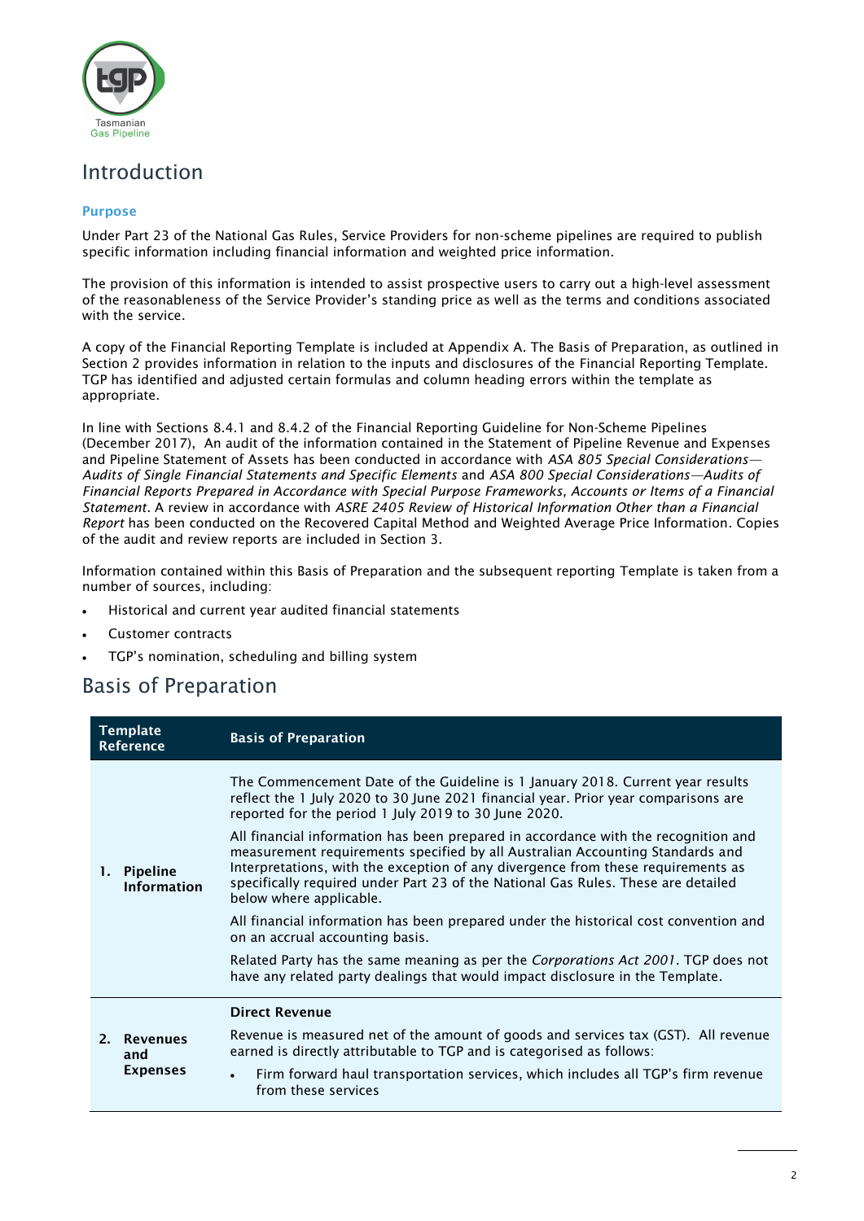# Introduction

### Purpose

Under Part 23 of the National Gas Rules, Service Providers for non-scheme pipelines are required to publish specific information including financial information and weighted price information.

The provision of this information is intended to assist prospective users to carry out a high-level assessment of the reasonableness of the Service Provider's standing price as well as the terms and conditions associated with the service.

A copy of the Financial Reporting Template is included at Appendix A. The Basis of Preparation, as outlined in Section 2 provides information in relation to the inputs and disclosures of the Financial Reporting Template. TGP has identified and adjusted certain formulas and column heading errors within the template as appropriate.

In line with Sections 8.4.1 and 8.4.2 of the Financial Reporting Guideline for Non-Scheme Pipelines (December 2017), An audit of the information contained in the Statement of Pipeline Revenue and Expenses and Pipeline Statement of Assets has been conducted in accordance with *ASA 805 Special Considerations—Audits of Single Financial Statements and Specific Elements* and *ASA 800 Special Considerations—Audits of Financial Reports Prepared in Accordance with Special Purpose Frameworks, Accounts or Items of a Financial Statement.* A review in accordance with *ASRE 2405 Review of Historical Information Other than a Financial Report* has been conducted on the Recovered Capital Method and Weighted Average Price Information. Copies of the audit and review reports are included in Section 3.

Information contained within this Basis of Preparation and the subsequent reporting Template is taken from a number of sources, including:

- Historical and current year audited financial statements
- Customer contracts
- TGP's nomination, scheduling and billing system

# Basis of Preparation

| Template Reference | Basis of Preparation |
|---|---|
| **1. Pipeline Information** | The Commencement Date of the Guideline is 1 January 2018. Current year results reflect the 1 July 2020 to 30 June 2021 financial year. Prior year comparisons are reported for the period 1 July 2019 to 30 June 2020.<br><br>All financial information has been prepared in accordance with the recognition and measurement requirements specified by all Australian Accounting Standards and Interpretations, with the exception of any divergence from these requirements as specifically required under Part 23 of the National Gas Rules. These are detailed below where applicable.<br><br>All financial information has been prepared under the historical cost convention and on an accrual accounting basis.<br><br>Related Party has the same meaning as per the *Corporations Act 2001*. TGP does not have any related party dealings that would impact disclosure in the Template. |
| **2. Revenues and Expenses** | **Direct Revenue**<br><br>Revenue is measured net of the amount of goods and services tax (GST). All revenue earned is directly attributable to TGP and is categorised as follows:<br><br>• Firm forward haul transportation services, which includes all TGP's firm revenue from these services |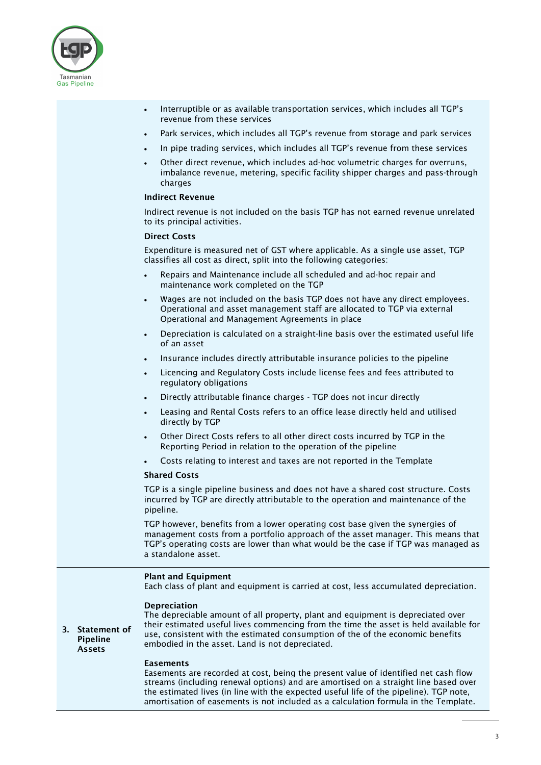- Interruptible or as available transportation services, which includes all TGP's revenue from these services
- Park services, which includes all TGP's revenue from storage and park services
- In pipe trading services, which includes all TGP's revenue from these services
- Other direct revenue, which includes ad-hoc volumetric charges for overruns, imbalance revenue, metering, specific facility shipper charges and pass-through charges

**Indirect Revenue**

Indirect revenue is not included on the basis TGP has not earned revenue unrelated to its principal activities.

**Direct Costs**

Expenditure is measured net of GST where applicable. As a single use asset, TGP classifies all cost as direct, split into the following categories:

- Repairs and Maintenance include all scheduled and ad-hoc repair and maintenance work completed on the TGP
- Wages are not included on the basis TGP does not have any direct employees. Operational and asset management staff are allocated to TGP via external Operational and Management Agreements in place
- Depreciation is calculated on a straight-line basis over the estimated useful life of an asset
- Insurance includes directly attributable insurance policies to the pipeline
- Licencing and Regulatory Costs include license fees and fees attributed to regulatory obligations
- Directly attributable finance charges - TGP does not incur directly
- Leasing and Rental Costs refers to an office lease directly held and utilised directly by TGP
- Other Direct Costs refers to all other direct costs incurred by TGP in the Reporting Period in relation to the operation of the pipeline
- Costs relating to interest and taxes are not reported in the Template

**Shared Costs**

TGP is a single pipeline business and does not have a shared cost structure. Costs incurred by TGP are directly attributable to the operation and maintenance of the pipeline.

TGP however, benefits from a lower operating cost base given the synergies of management costs from a portfolio approach of the asset manager. This means that TGP's operating costs are lower than what would be the case if TGP was managed as a standalone asset.

## 3. Statement of Pipeline Assets

**Plant and Equipment**
Each class of plant and equipment is carried at cost, less accumulated depreciation.

**Depreciation**
The depreciable amount of all property, plant and equipment is depreciated over their estimated useful lives commencing from the time the asset is held available for use, consistent with the estimated consumption of the of the economic benefits embodied in the asset. Land is not depreciated.

**Easements**
Easements are recorded at cost, being the present value of identified net cash flow streams (including renewal options) and are amortised on a straight line based over the estimated lives (in line with the expected useful life of the pipeline). TGP note, amortisation of easements is not included as a calculation formula in the Template.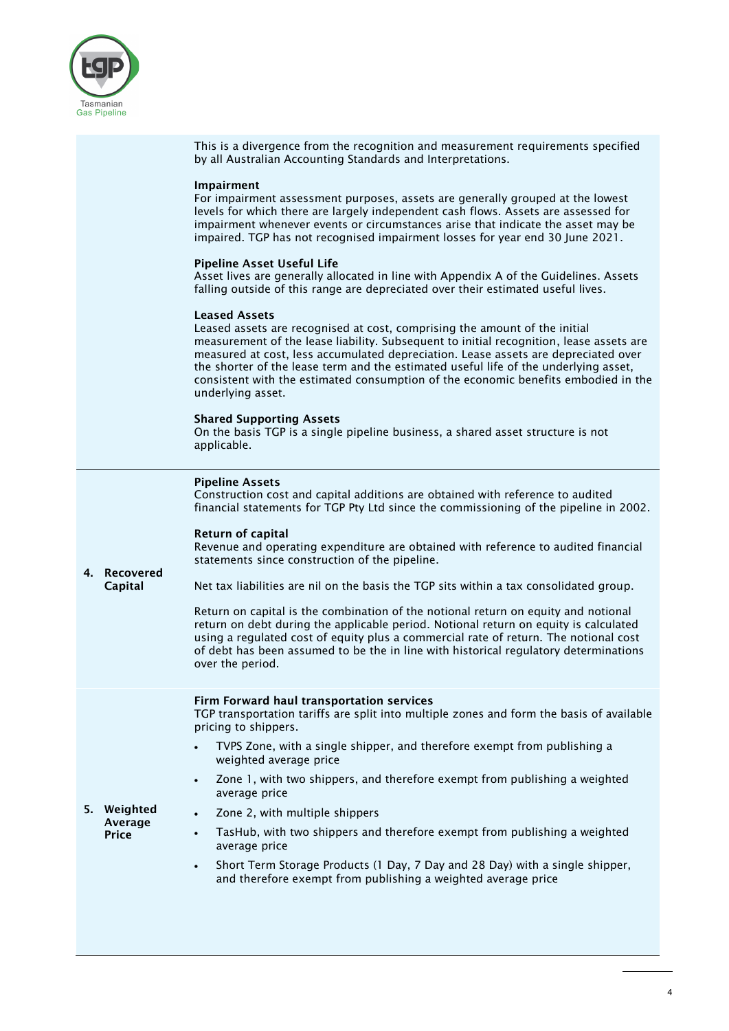This is a divergence from the recognition and measurement requirements specified by all Australian Accounting Standards and Interpretations.

**Impairment**

For impairment assessment purposes, assets are generally grouped at the lowest levels for which there are largely independent cash flows. Assets are assessed for impairment whenever events or circumstances arise that indicate the asset may be impaired. TGP has not recognised impairment losses for year end 30 June 2021.

**Pipeline Asset Useful Life**

Asset lives are generally allocated in line with Appendix A of the Guidelines. Assets falling outside of this range are depreciated over their estimated useful lives.

**Leased Assets**

Leased assets are recognised at cost, comprising the amount of the initial measurement of the lease liability. Subsequent to initial recognition, lease assets are measured at cost, less accumulated depreciation. Lease assets are depreciated over the shorter of the lease term and the estimated useful life of the underlying asset, consistent with the estimated consumption of the economic benefits embodied in the underlying asset.

**Shared Supporting Assets**

On the basis TGP is a single pipeline business, a shared asset structure is not applicable.

## 4. Recovered Capital

**Pipeline Assets**

Construction cost and capital additions are obtained with reference to audited financial statements for TGP Pty Ltd since the commissioning of the pipeline in 2002.

**Return of capital**

Revenue and operating expenditure are obtained with reference to audited financial statements since construction of the pipeline.

Net tax liabilities are nil on the basis the TGP sits within a tax consolidated group.

Return on capital is the combination of the notional return on equity and notional return on debt during the applicable period. Notional return on equity is calculated using a regulated cost of equity plus a commercial rate of return. The notional cost of debt has been assumed to be the in line with historical regulatory determinations over the period.

## 5. Weighted Average Price

**Firm Forward haul transportation services**

TGP transportation tariffs are split into multiple zones and form the basis of available pricing to shippers.

- TVPS Zone, with a single shipper, and therefore exempt from publishing a weighted average price
- Zone 1, with two shippers, and therefore exempt from publishing a weighted average price
- Zone 2, with multiple shippers
- TasHub, with two shippers and therefore exempt from publishing a weighted average price
- Short Term Storage Products (1 Day, 7 Day and 28 Day) with a single shipper, and therefore exempt from publishing a weighted average price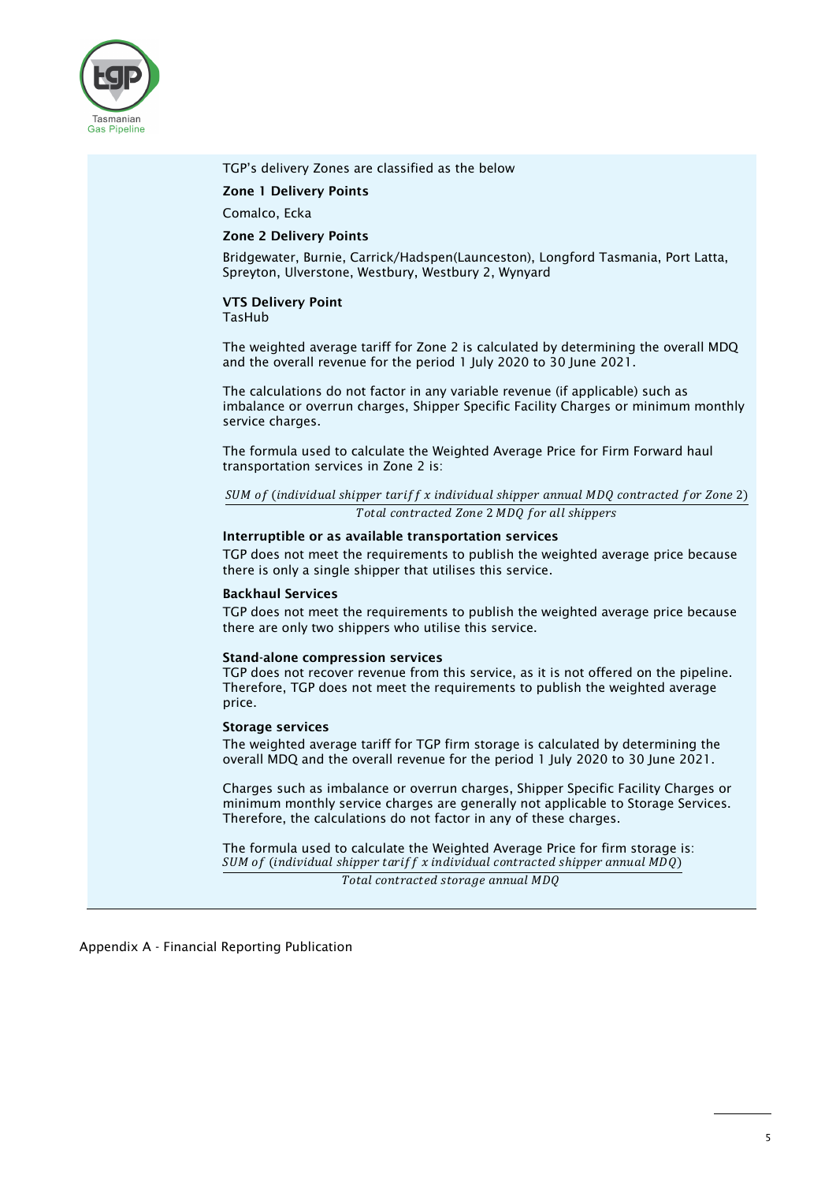TGP's delivery Zones are classified as the below

**Zone 1 Delivery Points**

Comalco, Ecka

**Zone 2 Delivery Points**

Bridgewater, Burnie, Carrick/Hadspen(Launceston), Longford Tasmania, Port Latta, Spreyton, Ulverstone, Westbury, Westbury 2, Wynyard

**VTS Delivery Point**
TasHub

The weighted average tariff for Zone 2 is calculated by determining the overall MDQ and the overall revenue for the period 1 July 2020 to 30 June 2021.

The calculations do not factor in any variable revenue (if applicable) such as imbalance or overrun charges, Shipper Specific Facility Charges or minimum monthly service charges.

The formula used to calculate the Weighted Average Price for Firm Forward haul transportation services in Zone 2 is:

$$\frac{SUM\ of\ (individual\ shipper\ tariff\ x\ individual\ shipper\ annual\ MDQ\ contracted\ for\ Zone\ 2)}{Total\ contracted\ Zone\ 2\ MDQ\ for\ all\ shippers}$$

**Interruptible or as available transportation services**

TGP does not meet the requirements to publish the weighted average price because there is only a single shipper that utilises this service.

**Backhaul Services**

TGP does not meet the requirements to publish the weighted average price because there are only two shippers who utilise this service.

**Stand-alone compression services**

TGP does not recover revenue from this service, as it is not offered on the pipeline. Therefore, TGP does not meet the requirements to publish the weighted average price.

**Storage services**

The weighted average tariff for TGP firm storage is calculated by determining the overall MDQ and the overall revenue for the period 1 July 2020 to 30 June 2021.

Charges such as imbalance or overrun charges, Shipper Specific Facility Charges or minimum monthly service charges are generally not applicable to Storage Services. Therefore, the calculations do not factor in any of these charges.

The formula used to calculate the Weighted Average Price for firm storage is:

$$\frac{SUM\ of\ (individual\ shipper\ tariff\ x\ individual\ contracted\ shipper\ annual\ MDQ)}{Total\ contracted\ storage\ annual\ MDQ}$$

Appendix A - Financial Reporting Publication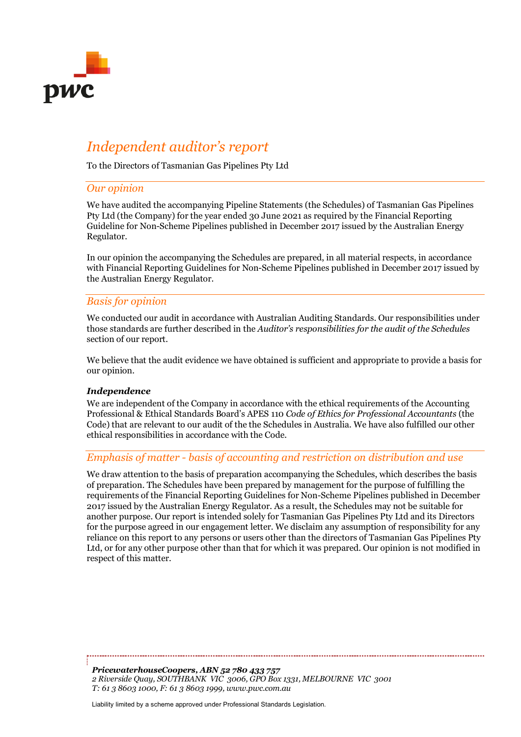# Independent auditor's report

To the Directors of Tasmanian Gas Pipelines Pty Ltd

## Our opinion

We have audited the accompanying Pipeline Statements (the Schedules) of Tasmanian Gas Pipelines Pty Ltd (the Company) for the year ended 30 June 2021 as required by the Financial Reporting Guideline for Non-Scheme Pipelines published in December 2017 issued by the Australian Energy Regulator.

In our opinion the accompanying the Schedules are prepared, in all material respects, in accordance with Financial Reporting Guidelines for Non-Scheme Pipelines published in December 2017 issued by the Australian Energy Regulator.

## Basis for opinion

We conducted our audit in accordance with Australian Auditing Standards. Our responsibilities under those standards are further described in the *Auditor's responsibilities for the audit of the Schedules* section of our report.

We believe that the audit evidence we have obtained is sufficient and appropriate to provide a basis for our opinion.

***Independence***

We are independent of the Company in accordance with the ethical requirements of the Accounting Professional & Ethical Standards Board's APES 110 *Code of Ethics for Professional Accountants* (the Code) that are relevant to our audit of the the Schedules in Australia. We have also fulfilled our other ethical responsibilities in accordance with the Code.

## Emphasis of matter - basis of accounting and restriction on distribution and use

We draw attention to the basis of preparation accompanying the Schedules, which describes the basis of preparation. The Schedules have been prepared by management for the purpose of fulfilling the requirements of the Financial Reporting Guidelines for Non-Scheme Pipelines published in December 2017 issued by the Australian Energy Regulator. As a result, the Schedules may not be suitable for another purpose. Our report is intended solely for Tasmanian Gas Pipelines Pty Ltd and its Directors for the purpose agreed in our engagement letter. We disclaim any assumption of responsibility for any reliance on this report to any persons or users other than the directors of Tasmanian Gas Pipelines Pty Ltd, or for any other purpose other than that for which it was prepared. Our opinion is not modified in respect of this matter.

***PricewaterhouseCoopers, ABN 52 780 433 757***
*2 Riverside Quay, SOUTHBANK VIC 3006, GPO Box 1331, MELBOURNE VIC 3001*
*T: 61 3 8603 1000, F: 61 3 8603 1999, www.pwc.com.au*

Liability limited by a scheme approved under Professional Standards Legislation.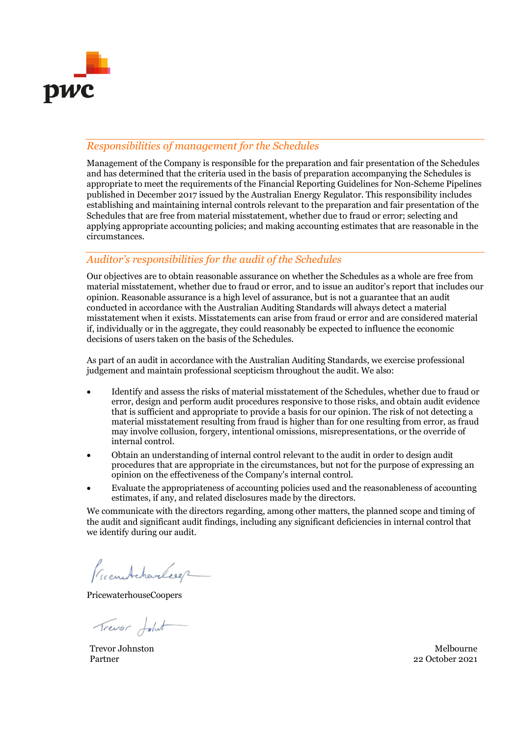## *Responsibilities of management for the Schedules*

Management of the Company is responsible for the preparation and fair presentation of the Schedules and has determined that the criteria used in the basis of preparation accompanying the Schedules is appropriate to meet the requirements of the Financial Reporting Guidelines for Non-Scheme Pipelines published in December 2017 issued by the Australian Energy Regulator. This responsibility includes establishing and maintaining internal controls relevant to the preparation and fair presentation of the Schedules that are free from material misstatement, whether due to fraud or error; selecting and applying appropriate accounting policies; and making accounting estimates that are reasonable in the circumstances.

## *Auditor's responsibilities for the audit of the Schedules*

Our objectives are to obtain reasonable assurance on whether the Schedules as a whole are free from material misstatement, whether due to fraud or error, and to issue an auditor's report that includes our opinion. Reasonable assurance is a high level of assurance, but is not a guarantee that an audit conducted in accordance with the Australian Auditing Standards will always detect a material misstatement when it exists. Misstatements can arise from fraud or error and are considered material if, individually or in the aggregate, they could reasonably be expected to influence the economic decisions of users taken on the basis of the Schedules.

As part of an audit in accordance with the Australian Auditing Standards, we exercise professional judgement and maintain professional scepticism throughout the audit. We also:

- Identify and assess the risks of material misstatement of the Schedules, whether due to fraud or error, design and perform audit procedures responsive to those risks, and obtain audit evidence that is sufficient and appropriate to provide a basis for our opinion. The risk of not detecting a material misstatement resulting from fraud is higher than for one resulting from error, as fraud may involve collusion, forgery, intentional omissions, misrepresentations, or the override of internal control.
- Obtain an understanding of internal control relevant to the audit in order to design audit procedures that are appropriate in the circumstances, but not for the purpose of expressing an opinion on the effectiveness of the Company's internal control.
- Evaluate the appropriateness of accounting policies used and the reasonableness of accounting estimates, if any, and related disclosures made by the directors.

We communicate with the directors regarding, among other matters, the planned scope and timing of the audit and significant audit findings, including any significant deficiencies in internal control that we identify during our audit.

PricewaterhouseCoopers

Trevor Johnston
Partner

Melbourne
22 October 2021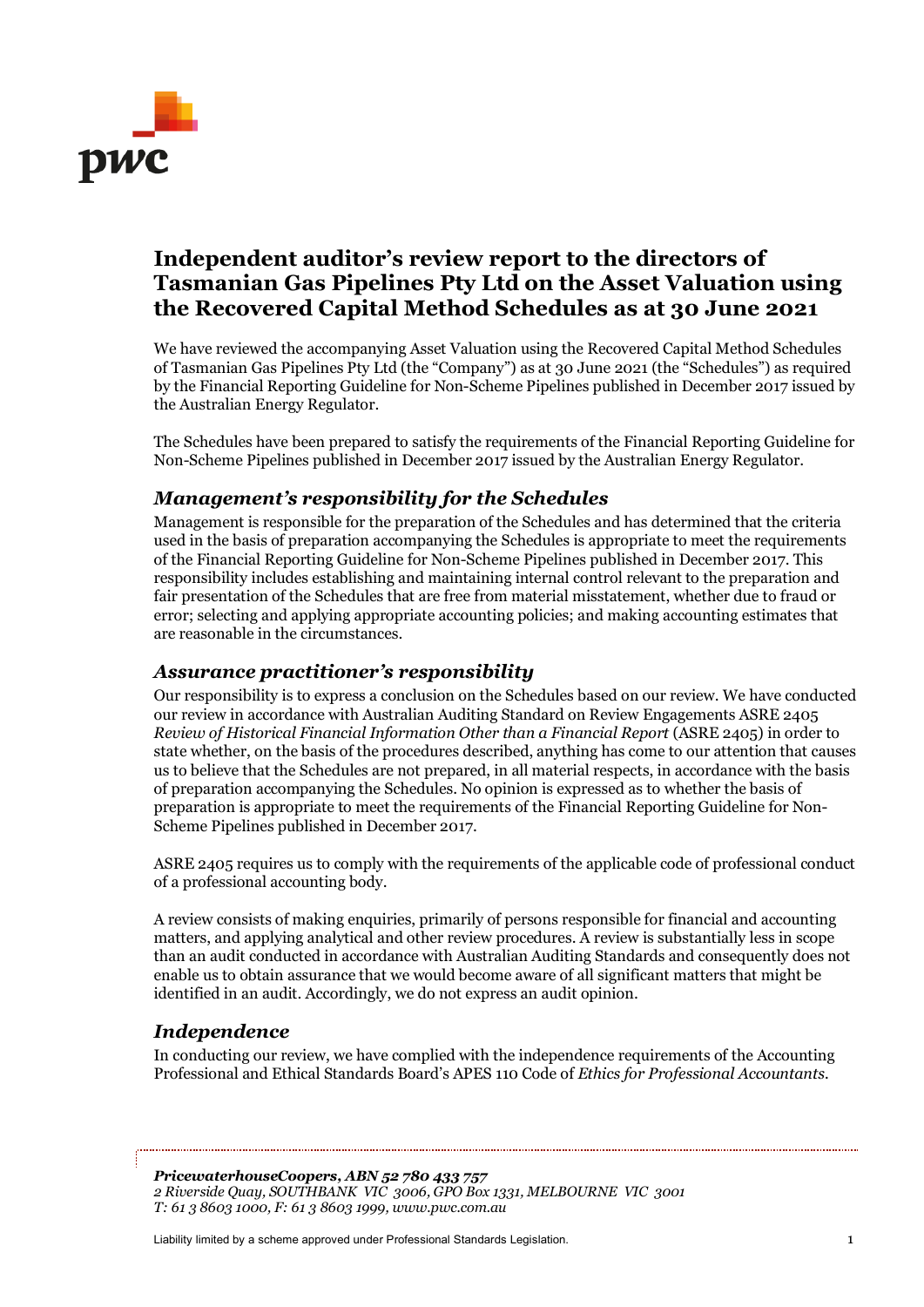# Independent auditor's review report to the directors of Tasmanian Gas Pipelines Pty Ltd on the Asset Valuation using the Recovered Capital Method Schedules as at 30 June 2021

We have reviewed the accompanying Asset Valuation using the Recovered Capital Method Schedules of Tasmanian Gas Pipelines Pty Ltd (the "Company") as at 30 June 2021 (the "Schedules") as required by the Financial Reporting Guideline for Non-Scheme Pipelines published in December 2017 issued by the Australian Energy Regulator.

The Schedules have been prepared to satisfy the requirements of the Financial Reporting Guideline for Non-Scheme Pipelines published in December 2017 issued by the Australian Energy Regulator.

## *Management's responsibility for the Schedules*

Management is responsible for the preparation of the Schedules and has determined that the criteria used in the basis of preparation accompanying the Schedules is appropriate to meet the requirements of the Financial Reporting Guideline for Non-Scheme Pipelines published in December 2017. This responsibility includes establishing and maintaining internal control relevant to the preparation and fair presentation of the Schedules that are free from material misstatement, whether due to fraud or error; selecting and applying appropriate accounting policies; and making accounting estimates that are reasonable in the circumstances.

## *Assurance practitioner's responsibility*

Our responsibility is to express a conclusion on the Schedules based on our review. We have conducted our review in accordance with Australian Auditing Standard on Review Engagements ASRE 2405 *Review of Historical Financial Information Other than a Financial Report* (ASRE 2405) in order to state whether, on the basis of the procedures described, anything has come to our attention that causes us to believe that the Schedules are not prepared, in all material respects, in accordance with the basis of preparation accompanying the Schedules. No opinion is expressed as to whether the basis of preparation is appropriate to meet the requirements of the Financial Reporting Guideline for Non-Scheme Pipelines published in December 2017.

ASRE 2405 requires us to comply with the requirements of the applicable code of professional conduct of a professional accounting body.

A review consists of making enquiries, primarily of persons responsible for financial and accounting matters, and applying analytical and other review procedures. A review is substantially less in scope than an audit conducted in accordance with Australian Auditing Standards and consequently does not enable us to obtain assurance that we would become aware of all significant matters that might be identified in an audit. Accordingly, we do not express an audit opinion.

## *Independence*

In conducting our review, we have complied with the independence requirements of the Accounting Professional and Ethical Standards Board's APES 110 Code of *Ethics for Professional Accountants*.

***PricewaterhouseCoopers, ABN 52 780 433 757***
*2 Riverside Quay, SOUTHBANK VIC 3006, GPO Box 1331, MELBOURNE VIC 3001*
*T: 61 3 8603 1000, F: 61 3 8603 1999, www.pwc.com.au*

Liability limited by a scheme approved under Professional Standards Legislation.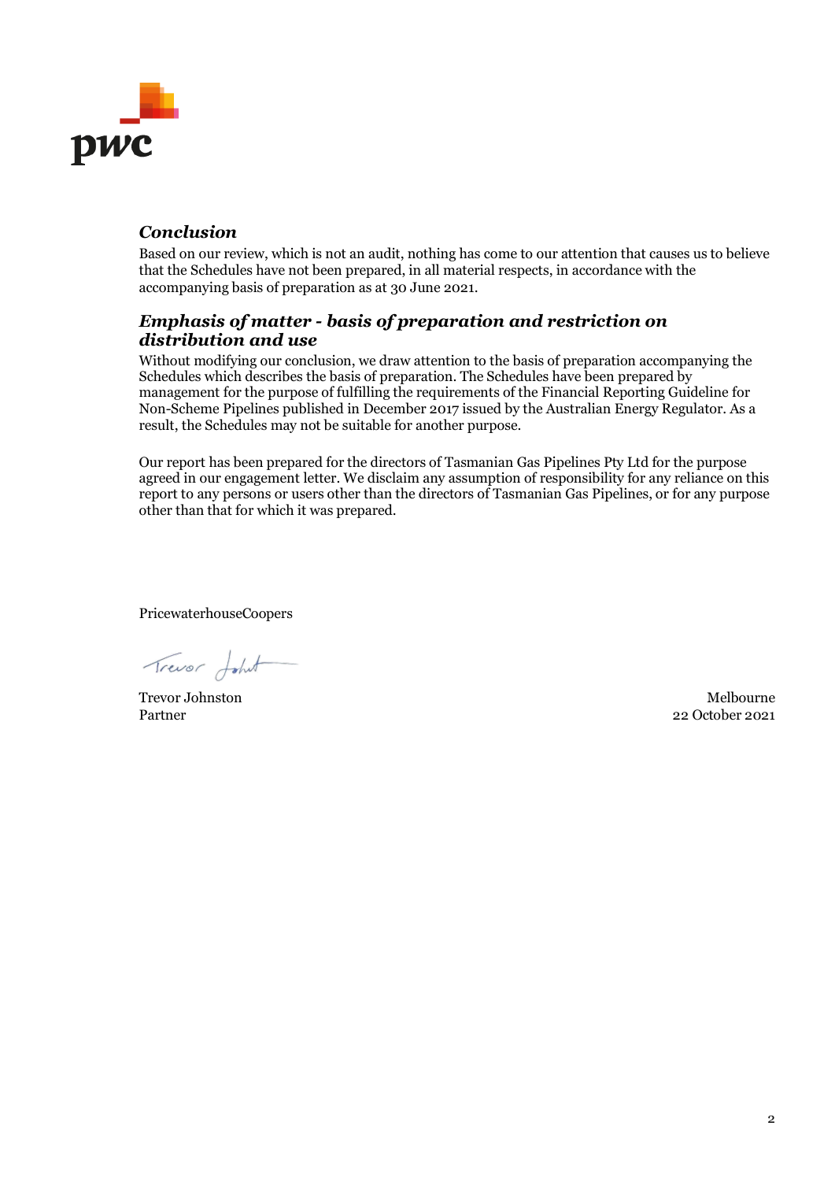### *Conclusion*

Based on our review, which is not an audit, nothing has come to our attention that causes us to believe that the Schedules have not been prepared, in all material respects, in accordance with the accompanying basis of preparation as at 30 June 2021.

### *Emphasis of matter - basis of preparation and restriction on distribution and use*

Without modifying our conclusion, we draw attention to the basis of preparation accompanying the Schedules which describes the basis of preparation. The Schedules have been prepared by management for the purpose of fulfilling the requirements of the Financial Reporting Guideline for Non-Scheme Pipelines published in December 2017 issued by the Australian Energy Regulator. As a result, the Schedules may not be suitable for another purpose.

Our report has been prepared for the directors of Tasmanian Gas Pipelines Pty Ltd for the purpose agreed in our engagement letter. We disclaim any assumption of responsibility for any reliance on this report to any persons or users other than the directors of Tasmanian Gas Pipelines, or for any purpose other than that for which it was prepared.

PricewaterhouseCoopers

Trevor Johnston
Partner

Melbourne
22 October 2021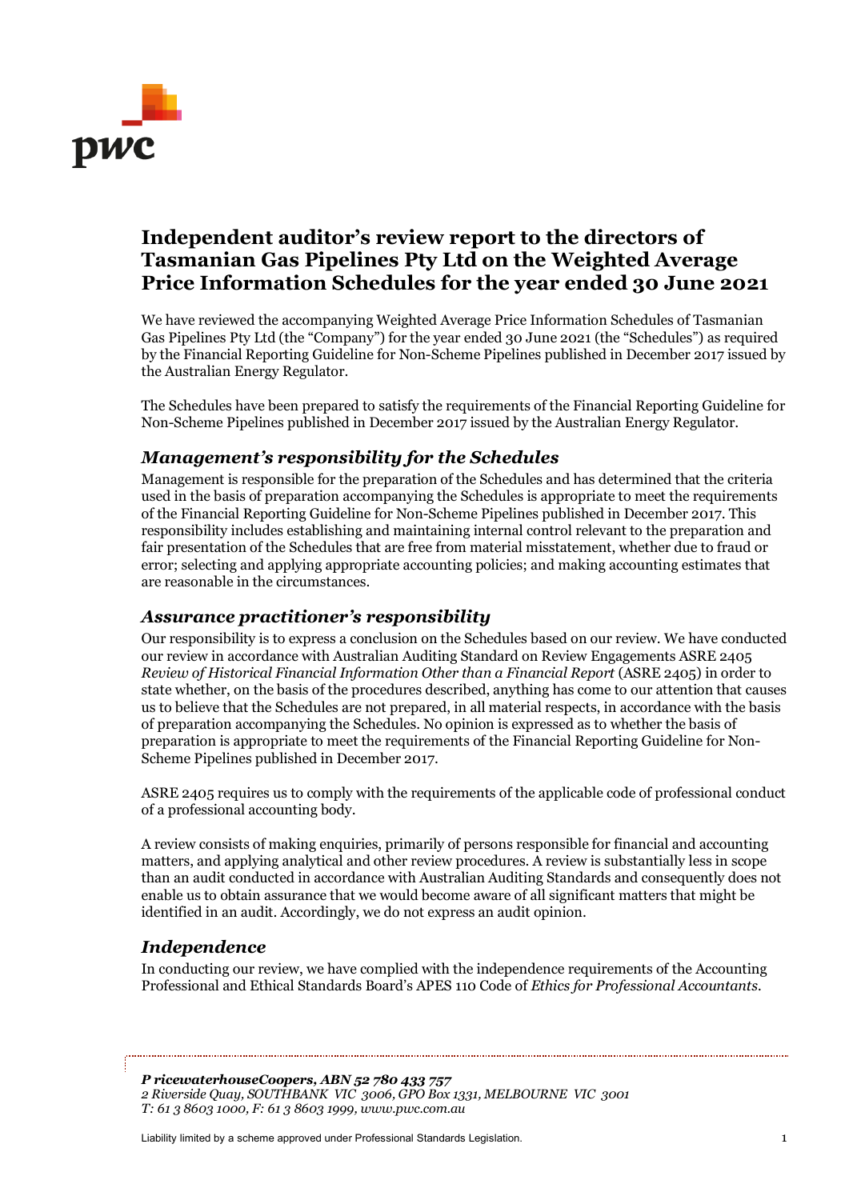# Independent auditor's review report to the directors of Tasmanian Gas Pipelines Pty Ltd on the Weighted Average Price Information Schedules for the year ended 30 June 2021

We have reviewed the accompanying Weighted Average Price Information Schedules of Tasmanian Gas Pipelines Pty Ltd (the "Company") for the year ended 30 June 2021 (the "Schedules") as required by the Financial Reporting Guideline for Non-Scheme Pipelines published in December 2017 issued by the Australian Energy Regulator.

The Schedules have been prepared to satisfy the requirements of the Financial Reporting Guideline for Non-Scheme Pipelines published in December 2017 issued by the Australian Energy Regulator.

## *Management's responsibility for the Schedules*

Management is responsible for the preparation of the Schedules and has determined that the criteria used in the basis of preparation accompanying the Schedules is appropriate to meet the requirements of the Financial Reporting Guideline for Non-Scheme Pipelines published in December 2017. This responsibility includes establishing and maintaining internal control relevant to the preparation and fair presentation of the Schedules that are free from material misstatement, whether due to fraud or error; selecting and applying appropriate accounting policies; and making accounting estimates that are reasonable in the circumstances.

## *Assurance practitioner's responsibility*

Our responsibility is to express a conclusion on the Schedules based on our review. We have conducted our review in accordance with Australian Auditing Standard on Review Engagements ASRE 2405 *Review of Historical Financial Information Other than a Financial Report* (ASRE 2405) in order to state whether, on the basis of the procedures described, anything has come to our attention that causes us to believe that the Schedules are not prepared, in all material respects, in accordance with the basis of preparation accompanying the Schedules. No opinion is expressed as to whether the basis of preparation is appropriate to meet the requirements of the Financial Reporting Guideline for Non-Scheme Pipelines published in December 2017.

ASRE 2405 requires us to comply with the requirements of the applicable code of professional conduct of a professional accounting body.

A review consists of making enquiries, primarily of persons responsible for financial and accounting matters, and applying analytical and other review procedures. A review is substantially less in scope than an audit conducted in accordance with Australian Auditing Standards and consequently does not enable us to obtain assurance that we would become aware of all significant matters that might be identified in an audit. Accordingly, we do not express an audit opinion.

## *Independence*

In conducting our review, we have complied with the independence requirements of the Accounting Professional and Ethical Standards Board's APES 110 Code of *Ethics for Professional Accountants*.

***PricewaterhouseCoopers, ABN 52 780 433 757***
*2 Riverside Quay, SOUTHBANK VIC 3006, GPO Box 1331, MELBOURNE VIC 3001*
*T: 61 3 8603 1000, F: 61 3 8603 1999, www.pwc.com.au*

Liability limited by a scheme approved under Professional Standards Legislation.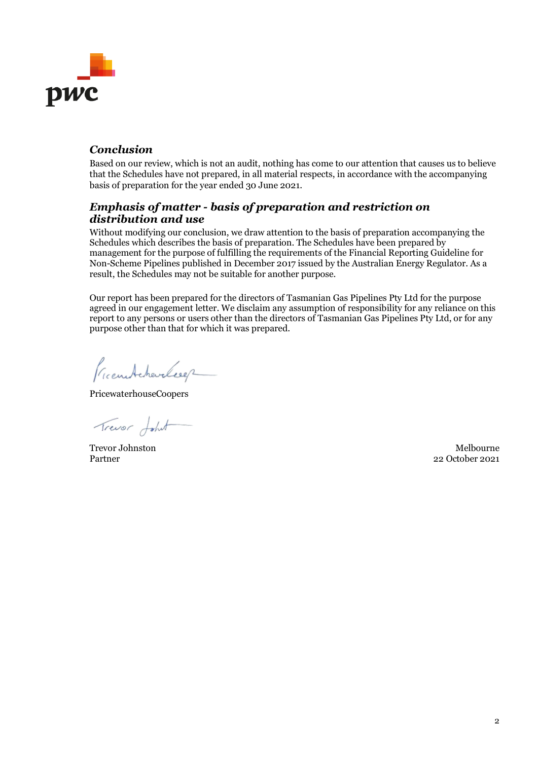### *Conclusion*

Based on our review, which is not an audit, nothing has come to our attention that causes us to believe that the Schedules have not prepared, in all material respects, in accordance with the accompanying basis of preparation for the year ended 30 June 2021.

### *Emphasis of matter - basis of preparation and restriction on distribution and use*

Without modifying our conclusion, we draw attention to the basis of preparation accompanying the Schedules which describes the basis of preparation. The Schedules have been prepared by management for the purpose of fulfilling the requirements of the Financial Reporting Guideline for Non-Scheme Pipelines published in December 2017 issued by the Australian Energy Regulator. As a result, the Schedules may not be suitable for another purpose.

Our report has been prepared for the directors of Tasmanian Gas Pipelines Pty Ltd for the purpose agreed in our engagement letter. We disclaim any assumption of responsibility for any reliance on this report to any persons or users other than the directors of Tasmanian Gas Pipelines Pty Ltd, or for any purpose other than that for which it was prepared.

PricewaterhouseCoopers

Trevor Johnston
Partner

Melbourne
22 October 2021